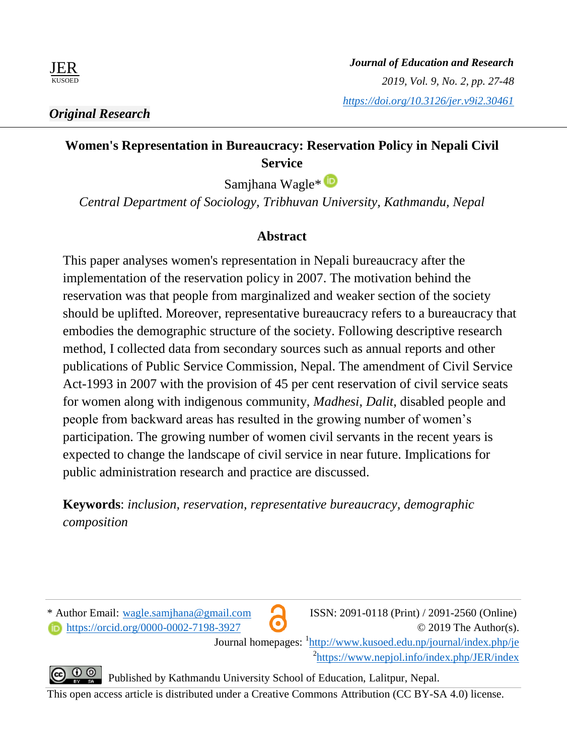JER
KUSOED

***Journal of Education and Research***
*2019, Vol. 9, No. 2, pp. 27-48*
*https://doi.org/10.3126/jer.v9i2.30461*

***Original Research***

# Women's Representation in Bureaucracy: Reservation Policy in Nepali Civil Service

Samjhana Wagle*

*Central Department of Sociology, Tribhuvan University, Kathmandu, Nepal*

## Abstract

This paper analyses women's representation in Nepali bureaucracy after the implementation of the reservation policy in 2007. The motivation behind the reservation was that people from marginalized and weaker section of the society should be uplifted. Moreover, representative bureaucracy refers to a bureaucracy that embodies the demographic structure of the society. Following descriptive research method, I collected data from secondary sources such as annual reports and other publications of Public Service Commission, Nepal. The amendment of Civil Service Act-1993 in 2007 with the provision of 45 per cent reservation of civil service seats for women along with indigenous community, *Madhesi*, *Dalit,* disabled people and people from backward areas has resulted in the growing number of women's participation. The growing number of women civil servants in the recent years is expected to change the landscape of civil service in near future. Implications for public administration research and practice are discussed.

**Keywords**: *inclusion, reservation, representative bureaucracy, demographic composition*

---

\* Author Email: wagle.samjhana@gmail.com
https://orcid.org/0000-0002-7198-3927

ISSN: 2091-0118 (Print) / 2091-2560 (Online)
© 2019 The Author(s).

Journal homepages: [1]http://www.kusoed.edu.np/journal/index.php/je
[2]https://www.nepjol.info/index.php/JER/index

Published by Kathmandu University School of Education, Lalitpur, Nepal.

This open access article is distributed under a Creative Commons Attribution (CC BY-SA 4.0) license.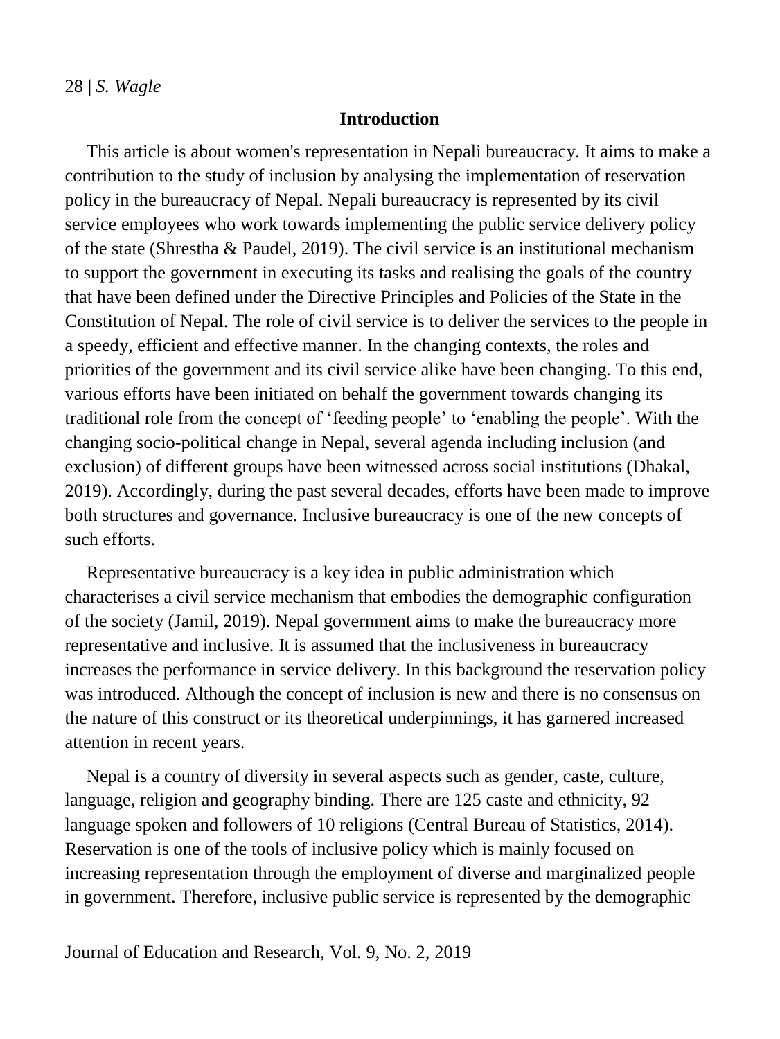## Introduction

This article is about women's representation in Nepali bureaucracy. It aims to make a contribution to the study of inclusion by analysing the implementation of reservation policy in the bureaucracy of Nepal. Nepali bureaucracy is represented by its civil service employees who work towards implementing the public service delivery policy of the state (Shrestha & Paudel, 2019). The civil service is an institutional mechanism to support the government in executing its tasks and realising the goals of the country that have been defined under the Directive Principles and Policies of the State in the Constitution of Nepal. The role of civil service is to deliver the services to the people in a speedy, efficient and effective manner. In the changing contexts, the roles and priorities of the government and its civil service alike have been changing. To this end, various efforts have been initiated on behalf the government towards changing its traditional role from the concept of 'feeding people' to 'enabling the people'. With the changing socio-political change in Nepal, several agenda including inclusion (and exclusion) of different groups have been witnessed across social institutions (Dhakal, 2019). Accordingly, during the past several decades, efforts have been made to improve both structures and governance. Inclusive bureaucracy is one of the new concepts of such efforts.

Representative bureaucracy is a key idea in public administration which characterises a civil service mechanism that embodies the demographic configuration of the society (Jamil, 2019). Nepal government aims to make the bureaucracy more representative and inclusive. It is assumed that the inclusiveness in bureaucracy increases the performance in service delivery. In this background the reservation policy was introduced. Although the concept of inclusion is new and there is no consensus on the nature of this construct or its theoretical underpinnings, it has garnered increased attention in recent years.

Nepal is a country of diversity in several aspects such as gender, caste, culture, language, religion and geography binding. There are 125 caste and ethnicity, 92 language spoken and followers of 10 religions (Central Bureau of Statistics, 2014). Reservation is one of the tools of inclusive policy which is mainly focused on increasing representation through the employment of diverse and marginalized people in government. Therefore, inclusive public service is represented by the demographic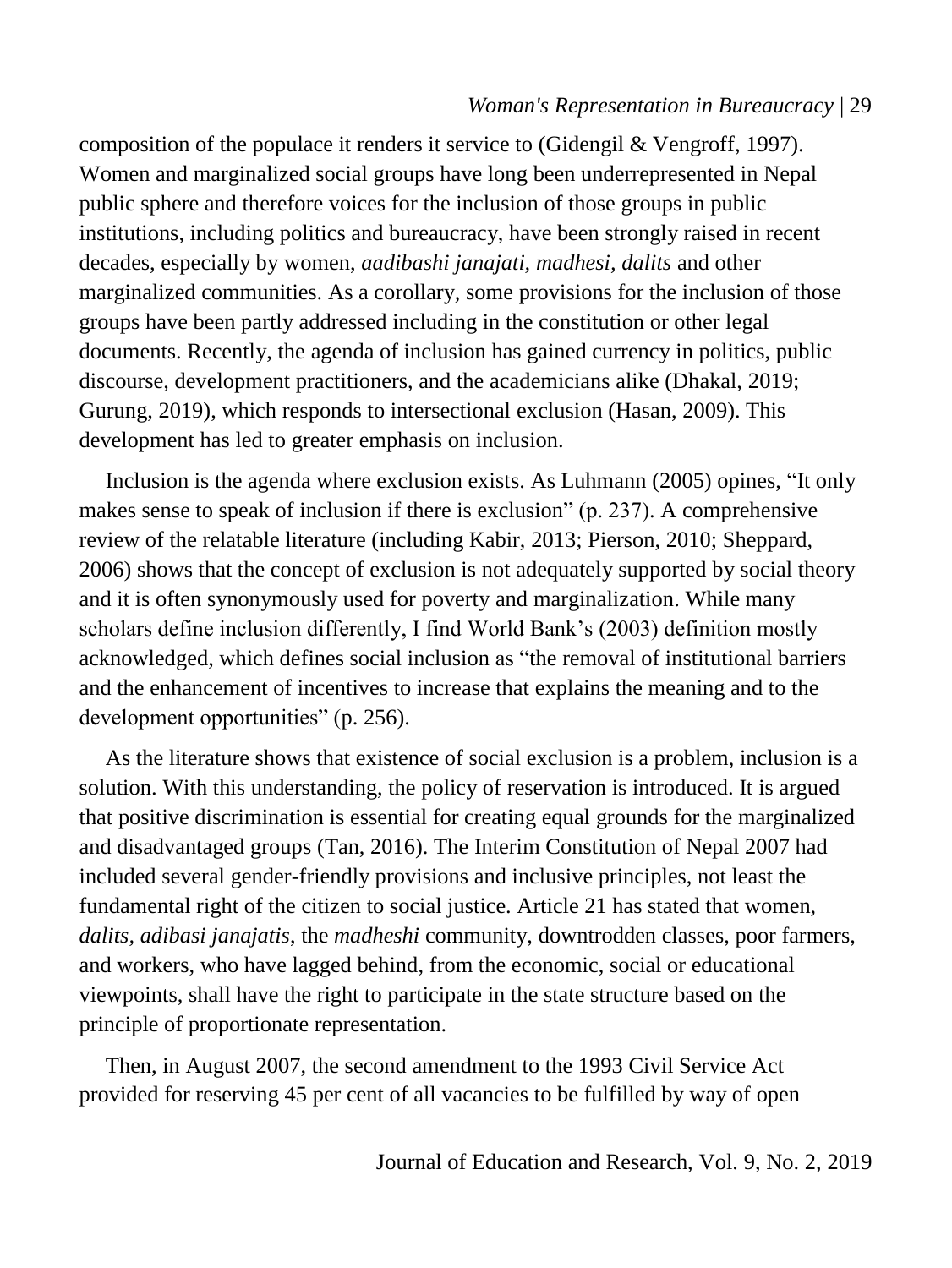composition of the populace it renders it service to (Gidengil & Vengroff, 1997). Women and marginalized social groups have long been underrepresented in Nepal public sphere and therefore voices for the inclusion of those groups in public institutions, including politics and bureaucracy, have been strongly raised in recent decades, especially by women, *aadibashi janajati, madhesi, dalits* and other marginalized communities. As a corollary, some provisions for the inclusion of those groups have been partly addressed including in the constitution or other legal documents. Recently, the agenda of inclusion has gained currency in politics, public discourse, development practitioners, and the academicians alike (Dhakal, 2019; Gurung, 2019), which responds to intersectional exclusion (Hasan, 2009). This development has led to greater emphasis on inclusion.

Inclusion is the agenda where exclusion exists. As Luhmann (2005) opines, "It only makes sense to speak of inclusion if there is exclusion" (p. 237). A comprehensive review of the relatable literature (including Kabir, 2013; Pierson, 2010; Sheppard, 2006) shows that the concept of exclusion is not adequately supported by social theory and it is often synonymously used for poverty and marginalization. While many scholars define inclusion differently, I find World Bank's (2003) definition mostly acknowledged, which defines social inclusion as "the removal of institutional barriers and the enhancement of incentives to increase that explains the meaning and to the development opportunities" (p. 256).

As the literature shows that existence of social exclusion is a problem, inclusion is a solution. With this understanding, the policy of reservation is introduced. It is argued that positive discrimination is essential for creating equal grounds for the marginalized and disadvantaged groups (Tan, 2016). The Interim Constitution of Nepal 2007 had included several gender-friendly provisions and inclusive principles, not least the fundamental right of the citizen to social justice. Article 21 has stated that women, *dalits, adibasi janajatis*, the *madheshi* community, downtrodden classes, poor farmers, and workers, who have lagged behind, from the economic, social or educational viewpoints, shall have the right to participate in the state structure based on the principle of proportionate representation.

Then, in August 2007, the second amendment to the 1993 Civil Service Act provided for reserving 45 per cent of all vacancies to be fulfilled by way of open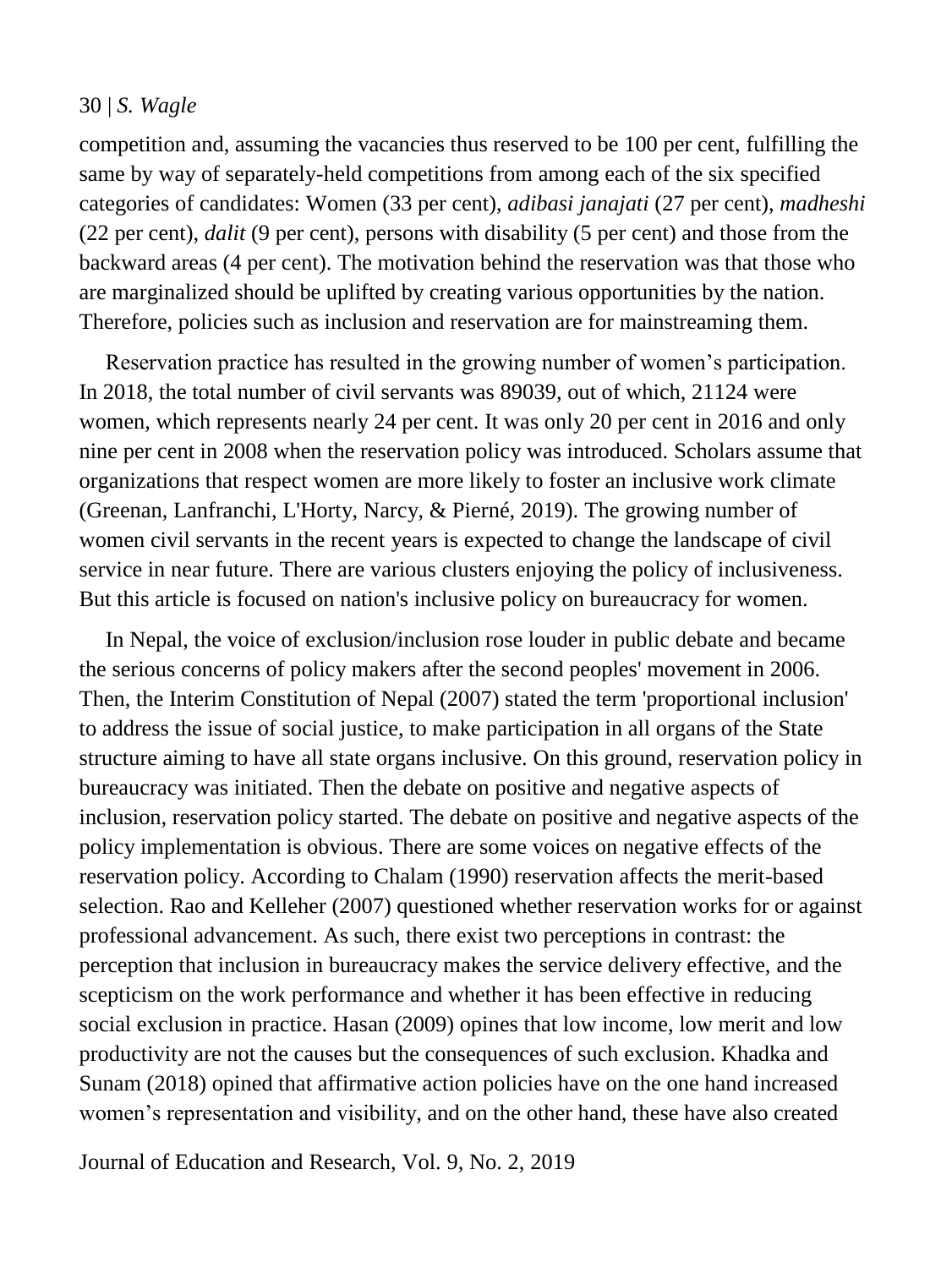competition and, assuming the vacancies thus reserved to be 100 per cent, fulfilling the same by way of separately-held competitions from among each of the six specified categories of candidates: Women (33 per cent), *adibasi janajati* (27 per cent), *madheshi* (22 per cent), *dalit* (9 per cent), persons with disability (5 per cent) and those from the backward areas (4 per cent). The motivation behind the reservation was that those who are marginalized should be uplifted by creating various opportunities by the nation. Therefore, policies such as inclusion and reservation are for mainstreaming them.

Reservation practice has resulted in the growing number of women's participation. In 2018, the total number of civil servants was 89039, out of which, 21124 were women, which represents nearly 24 per cent. It was only 20 per cent in 2016 and only nine per cent in 2008 when the reservation policy was introduced. Scholars assume that organizations that respect women are more likely to foster an inclusive work climate (Greenan, Lanfranchi, L'Horty, Narcy, & Pierné, 2019). The growing number of women civil servants in the recent years is expected to change the landscape of civil service in near future. There are various clusters enjoying the policy of inclusiveness. But this article is focused on nation's inclusive policy on bureaucracy for women.

In Nepal, the voice of exclusion/inclusion rose louder in public debate and became the serious concerns of policy makers after the second peoples' movement in 2006. Then, the Interim Constitution of Nepal (2007) stated the term 'proportional inclusion' to address the issue of social justice, to make participation in all organs of the State structure aiming to have all state organs inclusive. On this ground, reservation policy in bureaucracy was initiated. Then the debate on positive and negative aspects of inclusion, reservation policy started. The debate on positive and negative aspects of the policy implementation is obvious. There are some voices on negative effects of the reservation policy. According to Chalam (1990) reservation affects the merit-based selection. Rao and Kelleher (2007) questioned whether reservation works for or against professional advancement. As such, there exist two perceptions in contrast: the perception that inclusion in bureaucracy makes the service delivery effective, and the scepticism on the work performance and whether it has been effective in reducing social exclusion in practice. Hasan (2009) opines that low income, low merit and low productivity are not the causes but the consequences of such exclusion. Khadka and Sunam (2018) opined that affirmative action policies have on the one hand increased women's representation and visibility, and on the other hand, these have also created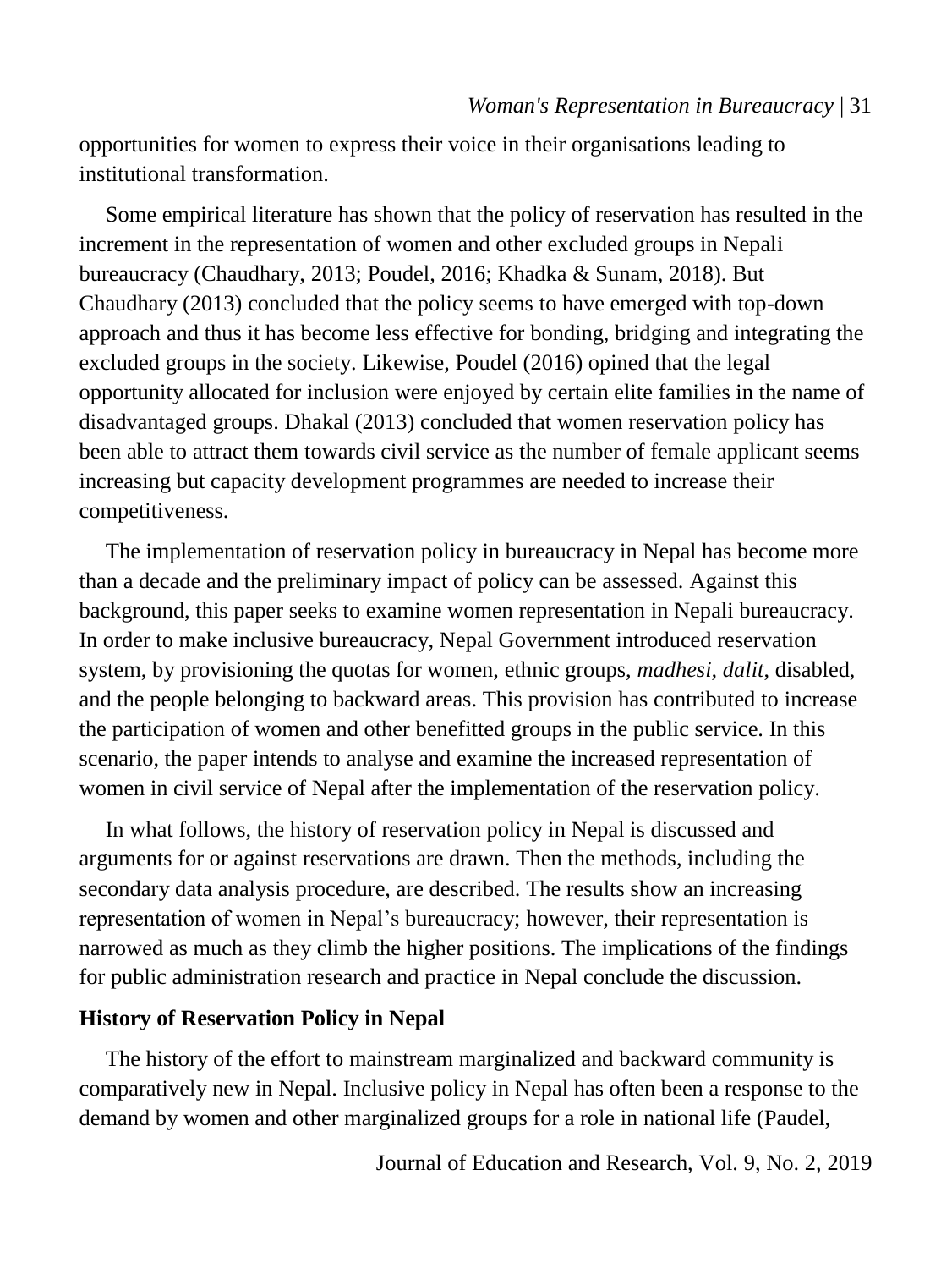opportunities for women to express their voice in their organisations leading to institutional transformation.

Some empirical literature has shown that the policy of reservation has resulted in the increment in the representation of women and other excluded groups in Nepali bureaucracy (Chaudhary, 2013; Poudel, 2016; Khadka & Sunam, 2018). But Chaudhary (2013) concluded that the policy seems to have emerged with top-down approach and thus it has become less effective for bonding, bridging and integrating the excluded groups in the society. Likewise, Poudel (2016) opined that the legal opportunity allocated for inclusion were enjoyed by certain elite families in the name of disadvantaged groups. Dhakal (2013) concluded that women reservation policy has been able to attract them towards civil service as the number of female applicant seems increasing but capacity development programmes are needed to increase their competitiveness.

The implementation of reservation policy in bureaucracy in Nepal has become more than a decade and the preliminary impact of policy can be assessed. Against this background, this paper seeks to examine women representation in Nepali bureaucracy. In order to make inclusive bureaucracy, Nepal Government introduced reservation system, by provisioning the quotas for women, ethnic groups, *madhesi*, *dalit*, disabled, and the people belonging to backward areas. This provision has contributed to increase the participation of women and other benefitted groups in the public service. In this scenario, the paper intends to analyse and examine the increased representation of women in civil service of Nepal after the implementation of the reservation policy.

In what follows, the history of reservation policy in Nepal is discussed and arguments for or against reservations are drawn. Then the methods, including the secondary data analysis procedure, are described. The results show an increasing representation of women in Nepal's bureaucracy; however, their representation is narrowed as much as they climb the higher positions. The implications of the findings for public administration research and practice in Nepal conclude the discussion.

## History of Reservation Policy in Nepal

The history of the effort to mainstream marginalized and backward community is comparatively new in Nepal. Inclusive policy in Nepal has often been a response to the demand by women and other marginalized groups for a role in national life (Paudel,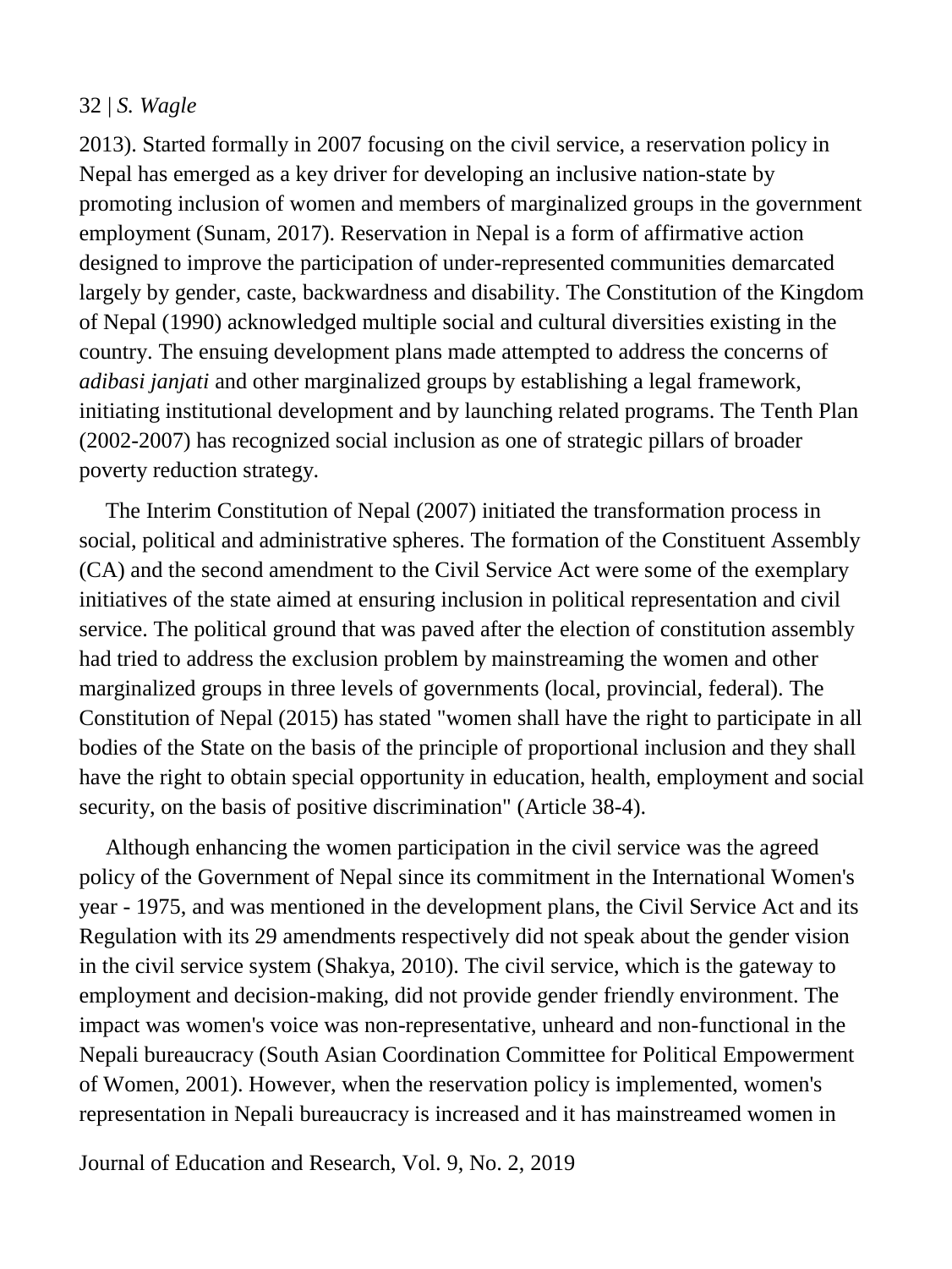2013). Started formally in 2007 focusing on the civil service, a reservation policy in Nepal has emerged as a key driver for developing an inclusive nation-state by promoting inclusion of women and members of marginalized groups in the government employment (Sunam, 2017). Reservation in Nepal is a form of affirmative action designed to improve the participation of under-represented communities demarcated largely by gender, caste, backwardness and disability. The Constitution of the Kingdom of Nepal (1990) acknowledged multiple social and cultural diversities existing in the country. The ensuing development plans made attempted to address the concerns of *adibasi janjati* and other marginalized groups by establishing a legal framework, initiating institutional development and by launching related programs. The Tenth Plan (2002-2007) has recognized social inclusion as one of strategic pillars of broader poverty reduction strategy.

The Interim Constitution of Nepal (2007) initiated the transformation process in social, political and administrative spheres. The formation of the Constituent Assembly (CA) and the second amendment to the Civil Service Act were some of the exemplary initiatives of the state aimed at ensuring inclusion in political representation and civil service. The political ground that was paved after the election of constitution assembly had tried to address the exclusion problem by mainstreaming the women and other marginalized groups in three levels of governments (local, provincial, federal). The Constitution of Nepal (2015) has stated "women shall have the right to participate in all bodies of the State on the basis of the principle of proportional inclusion and they shall have the right to obtain special opportunity in education, health, employment and social security, on the basis of positive discrimination" (Article 38-4).

Although enhancing the women participation in the civil service was the agreed policy of the Government of Nepal since its commitment in the International Women's year - 1975, and was mentioned in the development plans, the Civil Service Act and its Regulation with its 29 amendments respectively did not speak about the gender vision in the civil service system (Shakya, 2010). The civil service, which is the gateway to employment and decision-making, did not provide gender friendly environment. The impact was women's voice was non-representative, unheard and non-functional in the Nepali bureaucracy (South Asian Coordination Committee for Political Empowerment of Women, 2001). However, when the reservation policy is implemented, women's representation in Nepali bureaucracy is increased and it has mainstreamed women in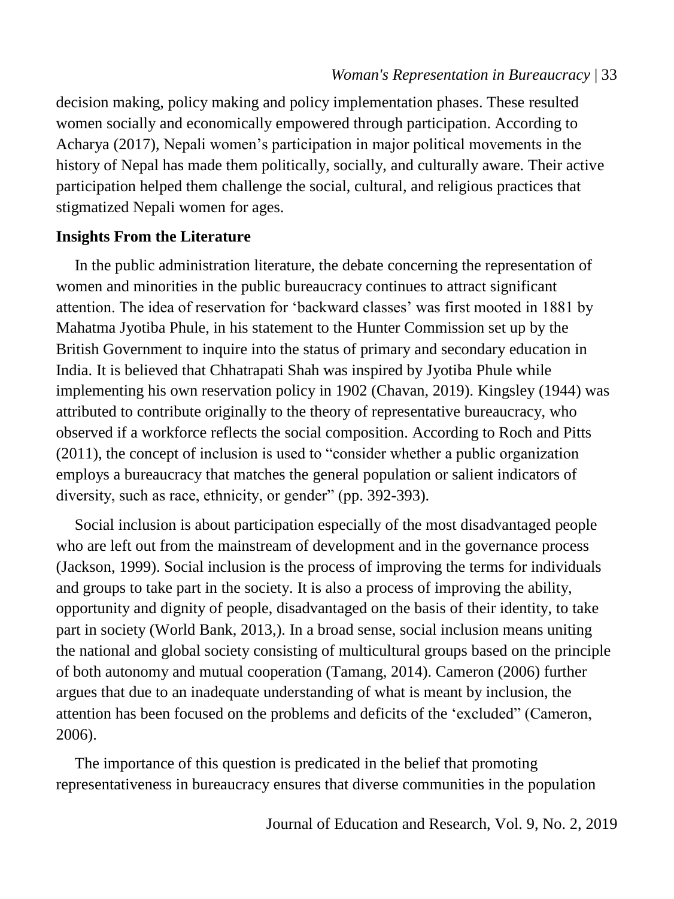decision making, policy making and policy implementation phases. These resulted women socially and economically empowered through participation. According to Acharya (2017), Nepali women's participation in major political movements in the history of Nepal has made them politically, socially, and culturally aware. Their active participation helped them challenge the social, cultural, and religious practices that stigmatized Nepali women for ages.

## Insights From the Literature

In the public administration literature, the debate concerning the representation of women and minorities in the public bureaucracy continues to attract significant attention. The idea of reservation for 'backward classes' was first mooted in 1881 by Mahatma Jyotiba Phule, in his statement to the Hunter Commission set up by the British Government to inquire into the status of primary and secondary education in India. It is believed that Chhatrapati Shah was inspired by Jyotiba Phule while implementing his own reservation policy in 1902 (Chavan, 2019). Kingsley (1944) was attributed to contribute originally to the theory of representative bureaucracy, who observed if a workforce reflects the social composition. According to Roch and Pitts (2011), the concept of inclusion is used to "consider whether a public organization employs a bureaucracy that matches the general population or salient indicators of diversity, such as race, ethnicity, or gender" (pp. 392-393).

Social inclusion is about participation especially of the most disadvantaged people who are left out from the mainstream of development and in the governance process (Jackson, 1999). Social inclusion is the process of improving the terms for individuals and groups to take part in the society. It is also a process of improving the ability, opportunity and dignity of people, disadvantaged on the basis of their identity, to take part in society (World Bank, 2013,). In a broad sense, social inclusion means uniting the national and global society consisting of multicultural groups based on the principle of both autonomy and mutual cooperation (Tamang, 2014). Cameron (2006) further argues that due to an inadequate understanding of what is meant by inclusion, the attention has been focused on the problems and deficits of the 'excluded" (Cameron, 2006).

The importance of this question is predicated in the belief that promoting representativeness in bureaucracy ensures that diverse communities in the population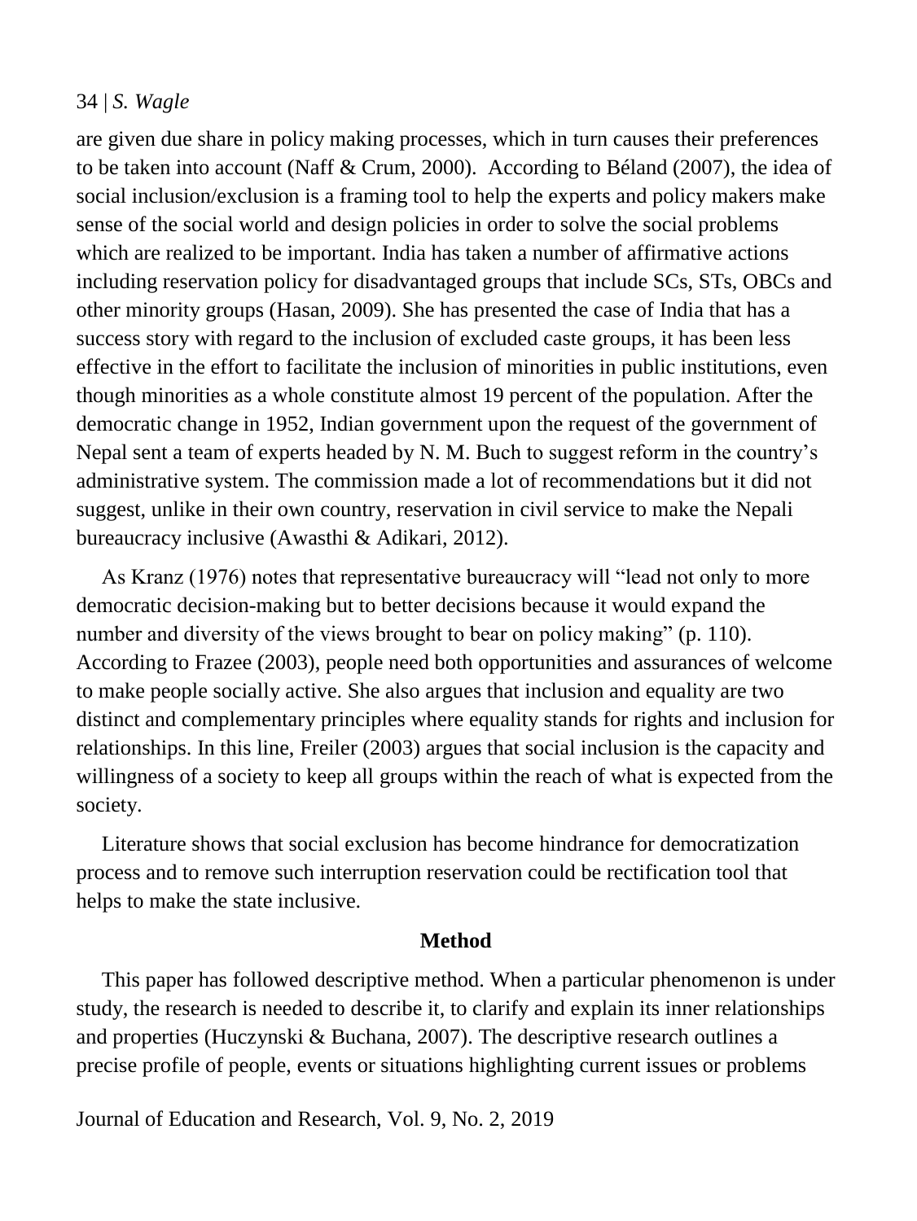are given due share in policy making processes, which in turn causes their preferences to be taken into account (Naff & Crum, 2000). According to Béland (2007), the idea of social inclusion/exclusion is a framing tool to help the experts and policy makers make sense of the social world and design policies in order to solve the social problems which are realized to be important. India has taken a number of affirmative actions including reservation policy for disadvantaged groups that include SCs, STs, OBCs and other minority groups (Hasan, 2009). She has presented the case of India that has a success story with regard to the inclusion of excluded caste groups, it has been less effective in the effort to facilitate the inclusion of minorities in public institutions, even though minorities as a whole constitute almost 19 percent of the population. After the democratic change in 1952, Indian government upon the request of the government of Nepal sent a team of experts headed by N. M. Buch to suggest reform in the country's administrative system. The commission made a lot of recommendations but it did not suggest, unlike in their own country, reservation in civil service to make the Nepali bureaucracy inclusive (Awasthi & Adikari, 2012).

As Kranz (1976) notes that representative bureaucracy will "lead not only to more democratic decision-making but to better decisions because it would expand the number and diversity of the views brought to bear on policy making" (p. 110). According to Frazee (2003), people need both opportunities and assurances of welcome to make people socially active. She also argues that inclusion and equality are two distinct and complementary principles where equality stands for rights and inclusion for relationships. In this line, Freiler (2003) argues that social inclusion is the capacity and willingness of a society to keep all groups within the reach of what is expected from the society.

Literature shows that social exclusion has become hindrance for democratization process and to remove such interruption reservation could be rectification tool that helps to make the state inclusive.

## Method

This paper has followed descriptive method. When a particular phenomenon is under study, the research is needed to describe it, to clarify and explain its inner relationships and properties (Huczynski & Buchana, 2007). The descriptive research outlines a precise profile of people, events or situations highlighting current issues or problems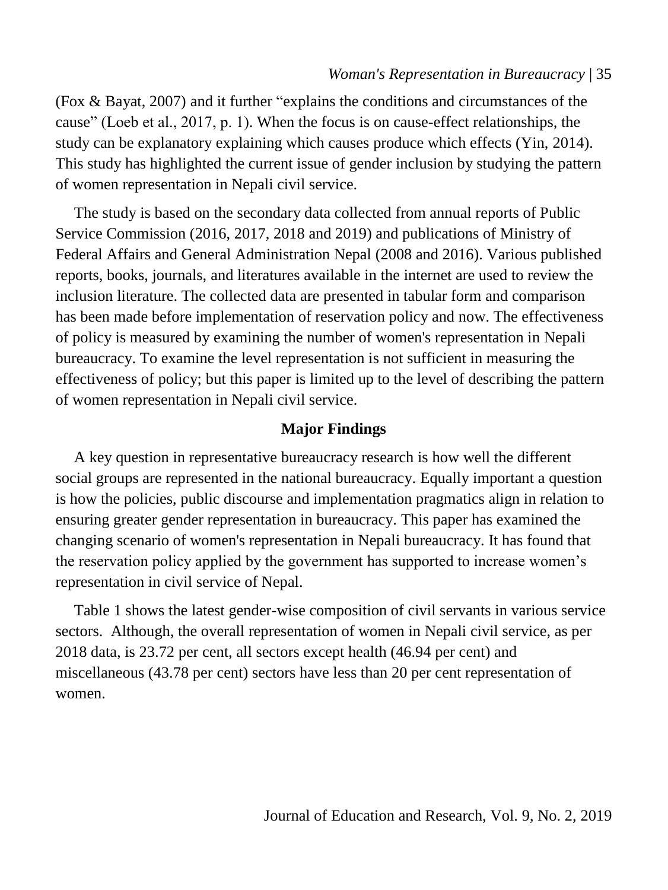(Fox & Bayat, 2007) and it further "explains the conditions and circumstances of the cause" (Loeb et al., 2017, p. 1). When the focus is on cause-effect relationships, the study can be explanatory explaining which causes produce which effects (Yin, 2014). This study has highlighted the current issue of gender inclusion by studying the pattern of women representation in Nepali civil service.

The study is based on the secondary data collected from annual reports of Public Service Commission (2016, 2017, 2018 and 2019) and publications of Ministry of Federal Affairs and General Administration Nepal (2008 and 2016). Various published reports, books, journals, and literatures available in the internet are used to review the inclusion literature. The collected data are presented in tabular form and comparison has been made before implementation of reservation policy and now. The effectiveness of policy is measured by examining the number of women's representation in Nepali bureaucracy. To examine the level representation is not sufficient in measuring the effectiveness of policy; but this paper is limited up to the level of describing the pattern of women representation in Nepali civil service.

## Major Findings

A key question in representative bureaucracy research is how well the different social groups are represented in the national bureaucracy. Equally important a question is how the policies, public discourse and implementation pragmatics align in relation to ensuring greater gender representation in bureaucracy. This paper has examined the changing scenario of women's representation in Nepali bureaucracy. It has found that the reservation policy applied by the government has supported to increase women's representation in civil service of Nepal.

Table 1 shows the latest gender-wise composition of civil servants in various service sectors. Although, the overall representation of women in Nepali civil service, as per 2018 data, is 23.72 per cent, all sectors except health (46.94 per cent) and miscellaneous (43.78 per cent) sectors have less than 20 per cent representation of women.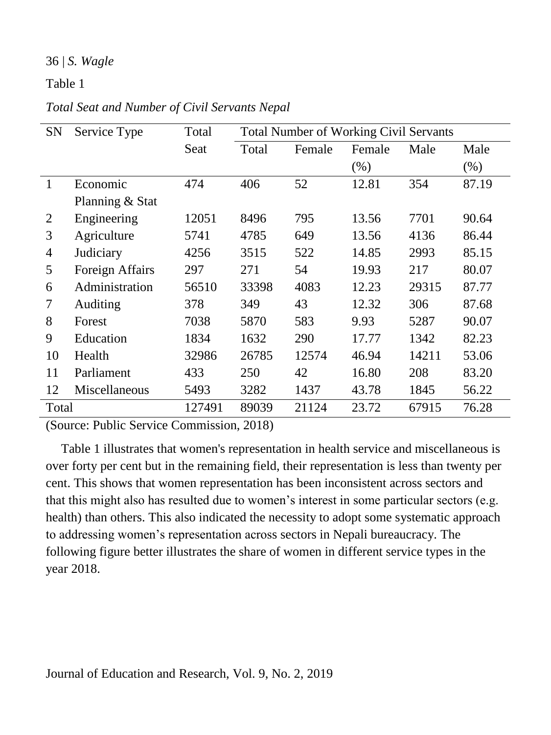Table 1

*Total Seat and Number of Civil Servants Nepal*

| SN | Service Type | Total Seat | Total Number of Working Civil Servants | | | | |
|---|---|---|---|---|---|---|---|
| | | | Total | Female | Female (%) | Male | Male (%) |
| 1 | Economic Planning & Stat | 474 | 406 | 52 | 12.81 | 354 | 87.19 |
| 2 | Engineering | 12051 | 8496 | 795 | 13.56 | 7701 | 90.64 |
| 3 | Agriculture | 5741 | 4785 | 649 | 13.56 | 4136 | 86.44 |
| 4 | Judiciary | 4256 | 3515 | 522 | 14.85 | 2993 | 85.15 |
| 5 | Foreign Affairs | 297 | 271 | 54 | 19.93 | 217 | 80.07 |
| 6 | Administration | 56510 | 33398 | 4083 | 12.23 | 29315 | 87.77 |
| 7 | Auditing | 378 | 349 | 43 | 12.32 | 306 | 87.68 |
| 8 | Forest | 7038 | 5870 | 583 | 9.93 | 5287 | 90.07 |
| 9 | Education | 1834 | 1632 | 290 | 17.77 | 1342 | 82.23 |
| 10 | Health | 32986 | 26785 | 12574 | 46.94 | 14211 | 53.06 |
| 11 | Parliament | 433 | 250 | 42 | 16.80 | 208 | 83.20 |
| 12 | Miscellaneous | 5493 | 3282 | 1437 | 43.78 | 1845 | 56.22 |
| Total | | 127491 | 89039 | 21124 | 23.72 | 67915 | 76.28 |

(Source: Public Service Commission, 2018)

Table 1 illustrates that women's representation in health service and miscellaneous is over forty per cent but in the remaining field, their representation is less than twenty per cent. This shows that women representation has been inconsistent across sectors and that this might also has resulted due to women's interest in some particular sectors (e.g. health) than others. This also indicated the necessity to adopt some systematic approach to addressing women's representation across sectors in Nepali bureaucracy. The following figure better illustrates the share of women in different service types in the year 2018.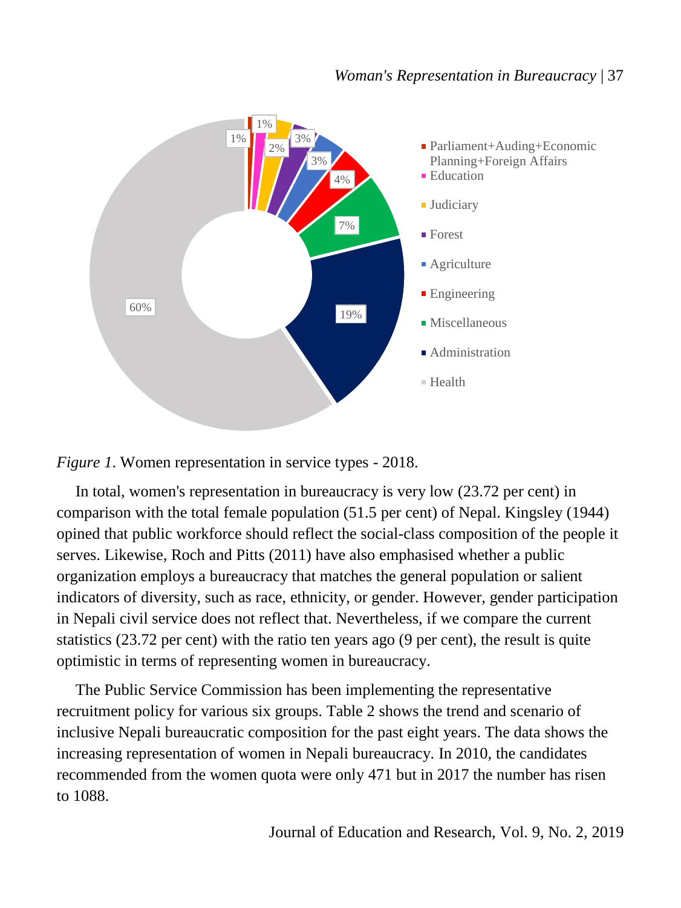*Figure 1*. Women representation in service types - 2018.

In total, women's representation in bureaucracy is very low (23.72 per cent) in comparison with the total female population (51.5 per cent) of Nepal. Kingsley (1944) opined that public workforce should reflect the social-class composition of the people it serves. Likewise, Roch and Pitts (2011) have also emphasised whether a public organization employs a bureaucracy that matches the general population or salient indicators of diversity, such as race, ethnicity, or gender. However, gender participation in Nepali civil service does not reflect that. Nevertheless, if we compare the current statistics (23.72 per cent) with the ratio ten years ago (9 per cent), the result is quite optimistic in terms of representing women in bureaucracy.

The Public Service Commission has been implementing the representative recruitment policy for various six groups. Table 2 shows the trend and scenario of inclusive Nepali bureaucratic composition for the past eight years. The data shows the increasing representation of women in Nepali bureaucracy. In 2010, the candidates recommended from the women quota were only 471 but in 2017 the number has risen to 1088.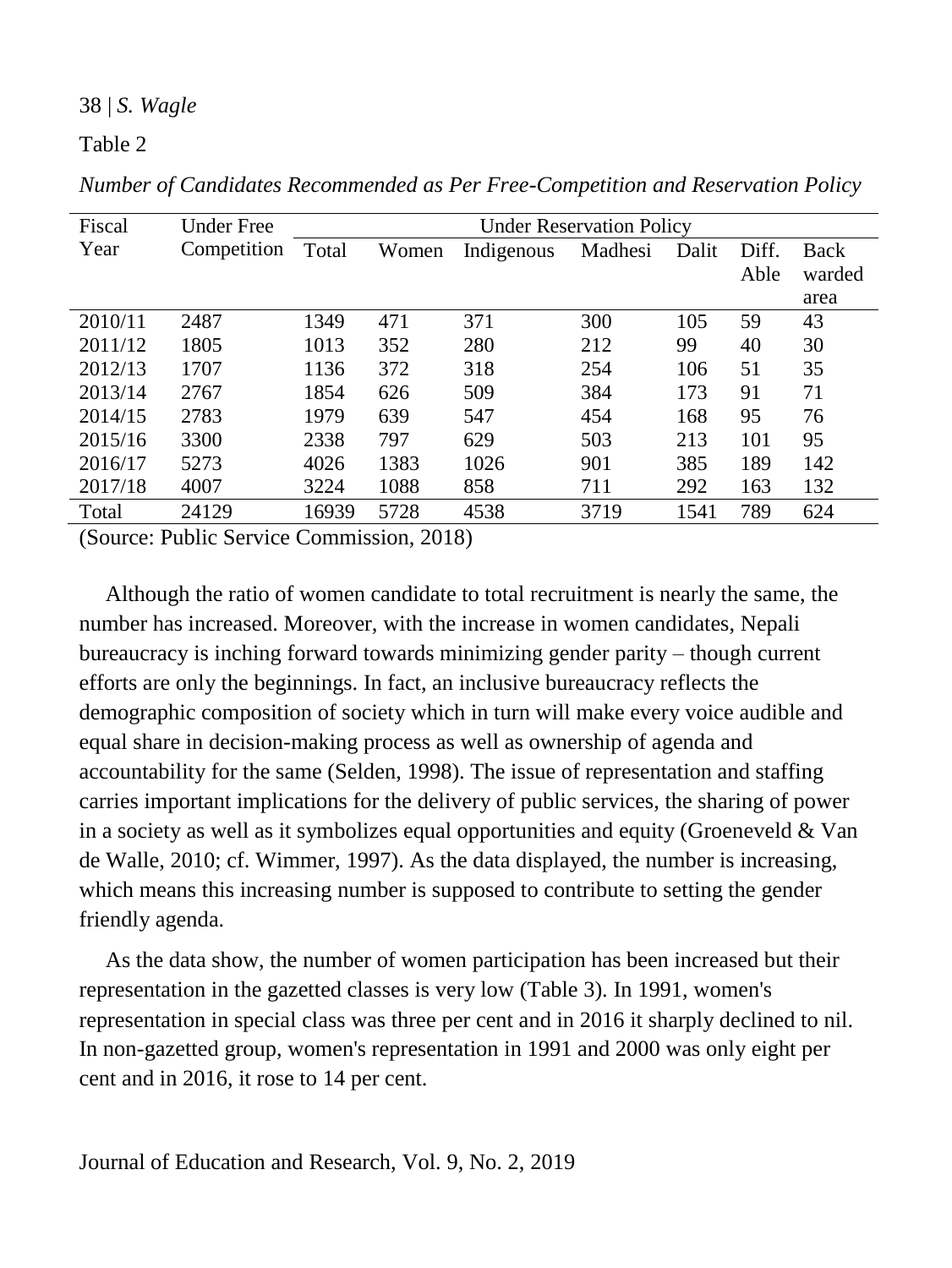Table 2

*Number of Candidates Recommended as Per Free-Competition and Reservation Policy*

| Fiscal Year | Under Free Competition | Under Reservation Policy | | | | | | |
|---|---|---|---|---|---|---|---|---|
| | | Total | Women | Indigenous | Madhesi | Dalit | Diff. Able | Back warded area |
| 2010/11 | 2487 | 1349 | 471 | 371 | 300 | 105 | 59 | 43 |
| 2011/12 | 1805 | 1013 | 352 | 280 | 212 | 99 | 40 | 30 |
| 2012/13 | 1707 | 1136 | 372 | 318 | 254 | 106 | 51 | 35 |
| 2013/14 | 2767 | 1854 | 626 | 509 | 384 | 173 | 91 | 71 |
| 2014/15 | 2783 | 1979 | 639 | 547 | 454 | 168 | 95 | 76 |
| 2015/16 | 3300 | 2338 | 797 | 629 | 503 | 213 | 101 | 95 |
| 2016/17 | 5273 | 4026 | 1383 | 1026 | 901 | 385 | 189 | 142 |
| 2017/18 | 4007 | 3224 | 1088 | 858 | 711 | 292 | 163 | 132 |
| Total | 24129 | 16939 | 5728 | 4538 | 3719 | 1541 | 789 | 624 |

(Source: Public Service Commission, 2018)

Although the ratio of women candidate to total recruitment is nearly the same, the number has increased. Moreover, with the increase in women candidates, Nepali bureaucracy is inching forward towards minimizing gender parity – though current efforts are only the beginnings. In fact, an inclusive bureaucracy reflects the demographic composition of society which in turn will make every voice audible and equal share in decision-making process as well as ownership of agenda and accountability for the same (Selden, 1998). The issue of representation and staffing carries important implications for the delivery of public services, the sharing of power in a society as well as it symbolizes equal opportunities and equity (Groeneveld & Van de Walle, 2010; cf. Wimmer, 1997). As the data displayed, the number is increasing, which means this increasing number is supposed to contribute to setting the gender friendly agenda.

As the data show, the number of women participation has been increased but their representation in the gazetted classes is very low (Table 3). In 1991, women's representation in special class was three per cent and in 2016 it sharply declined to nil. In non-gazetted group, women's representation in 1991 and 2000 was only eight per cent and in 2016, it rose to 14 per cent.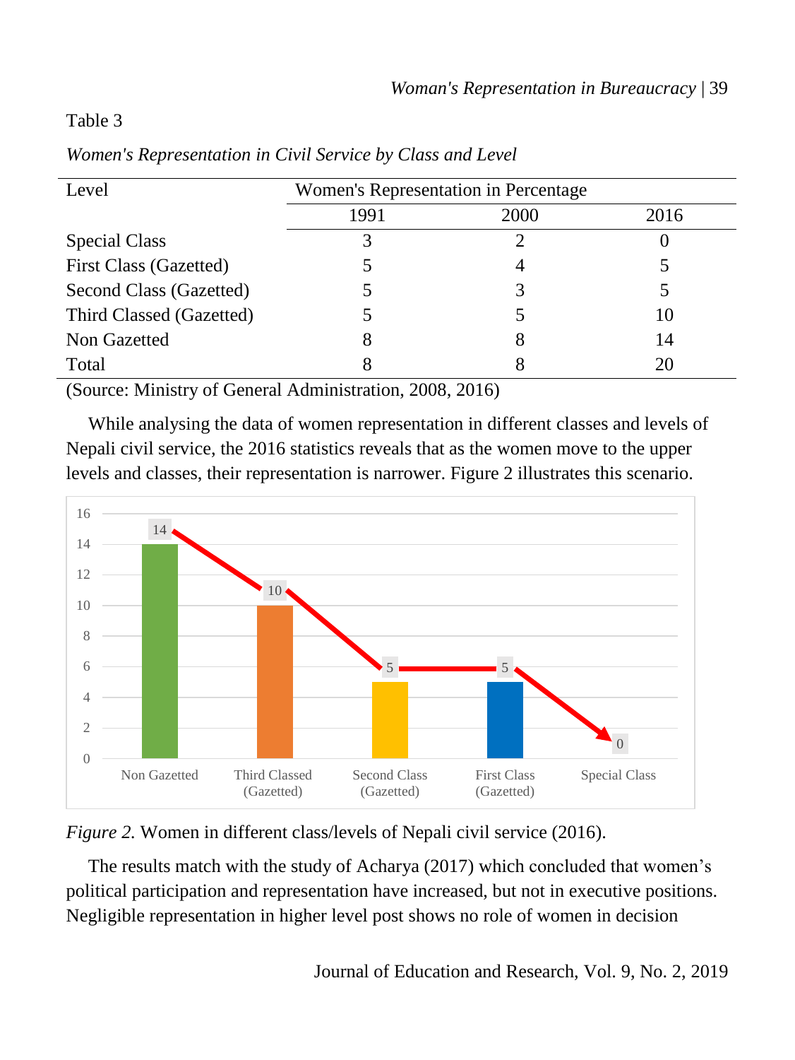Table 3

*Women's Representation in Civil Service by Class and Level*

| Level | Women's Representation in Percentage | | |
|---|---|---|---|
| | 1991 | 2000 | 2016 |
| Special Class | 3 | 2 | 0 |
| First Class (Gazetted) | 5 | 4 | 5 |
| Second Class (Gazetted) | 5 | 3 | 5 |
| Third Classed (Gazetted) | 5 | 5 | 10 |
| Non Gazetted | 8 | 8 | 14 |
| Total | 8 | 8 | 20 |

(Source: Ministry of General Administration, 2008, 2016)

While analysing the data of women representation in different classes and levels of Nepali civil service, the 2016 statistics reveals that as the women move to the upper levels and classes, their representation is narrower. Figure 2 illustrates this scenario.

*Figure 2.* Women in different class/levels of Nepali civil service (2016).

The results match with the study of Acharya (2017) which concluded that women's political participation and representation have increased, but not in executive positions. Negligible representation in higher level post shows no role of women in decision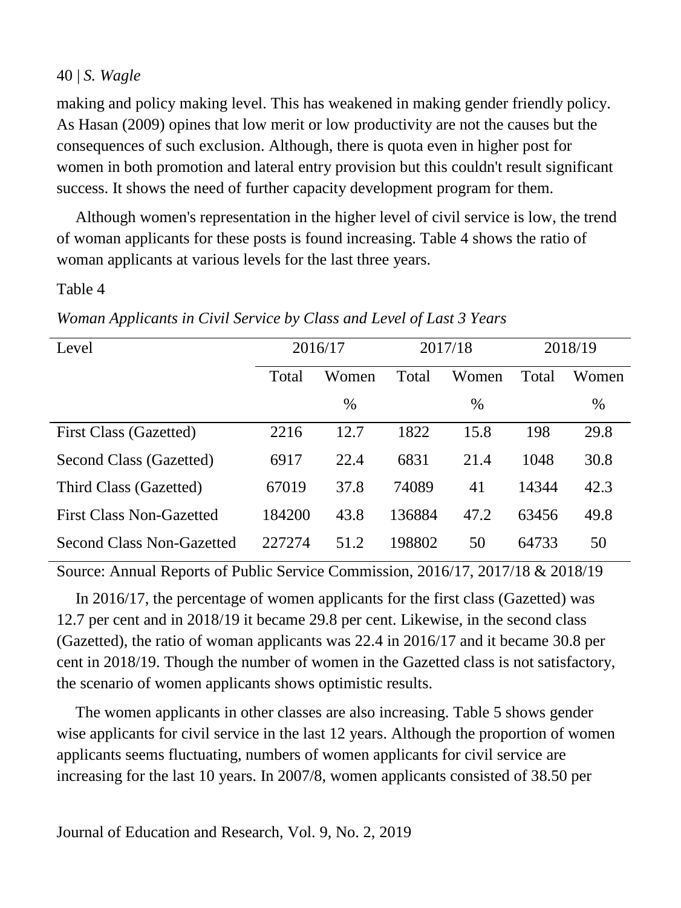making and policy making level. This has weakened in making gender friendly policy. As Hasan (2009) opines that low merit or low productivity are not the causes but the consequences of such exclusion. Although, there is quota even in higher post for women in both promotion and lateral entry provision but this couldn't result significant success. It shows the need of further capacity development program for them.

Although women's representation in the higher level of civil service is low, the trend of woman applicants for these posts is found increasing. Table 4 shows the ratio of woman applicants at various levels for the last three years.

Table 4

*Woman Applicants in Civil Service by Class and Level of Last 3 Years*

| Level | 2016/17 | | 2017/18 | | 2018/19 | |
|---|---|---|---|---|---|---|
| | Total | Women % | Total | Women % | Total | Women % |
| First Class (Gazetted) | 2216 | 12.7 | 1822 | 15.8 | 198 | 29.8 |
| Second Class (Gazetted) | 6917 | 22.4 | 6831 | 21.4 | 1048 | 30.8 |
| Third Class (Gazetted) | 67019 | 37.8 | 74089 | 41 | 14344 | 42.3 |
| First Class Non-Gazetted | 184200 | 43.8 | 136884 | 47.2 | 63456 | 49.8 |
| Second Class Non-Gazetted | 227274 | 51.2 | 198802 | 50 | 64733 | 50 |

Source: Annual Reports of Public Service Commission, 2016/17, 2017/18 & 2018/19

In 2016/17, the percentage of women applicants for the first class (Gazetted) was 12.7 per cent and in 2018/19 it became 29.8 per cent. Likewise, in the second class (Gazetted), the ratio of woman applicants was 22.4 in 2016/17 and it became 30.8 per cent in 2018/19. Though the number of women in the Gazetted class is not satisfactory, the scenario of women applicants shows optimistic results.

The women applicants in other classes are also increasing. Table 5 shows gender wise applicants for civil service in the last 12 years. Although the proportion of women applicants seems fluctuating, numbers of women applicants for civil service are increasing for the last 10 years. In 2007/8, women applicants consisted of 38.50 per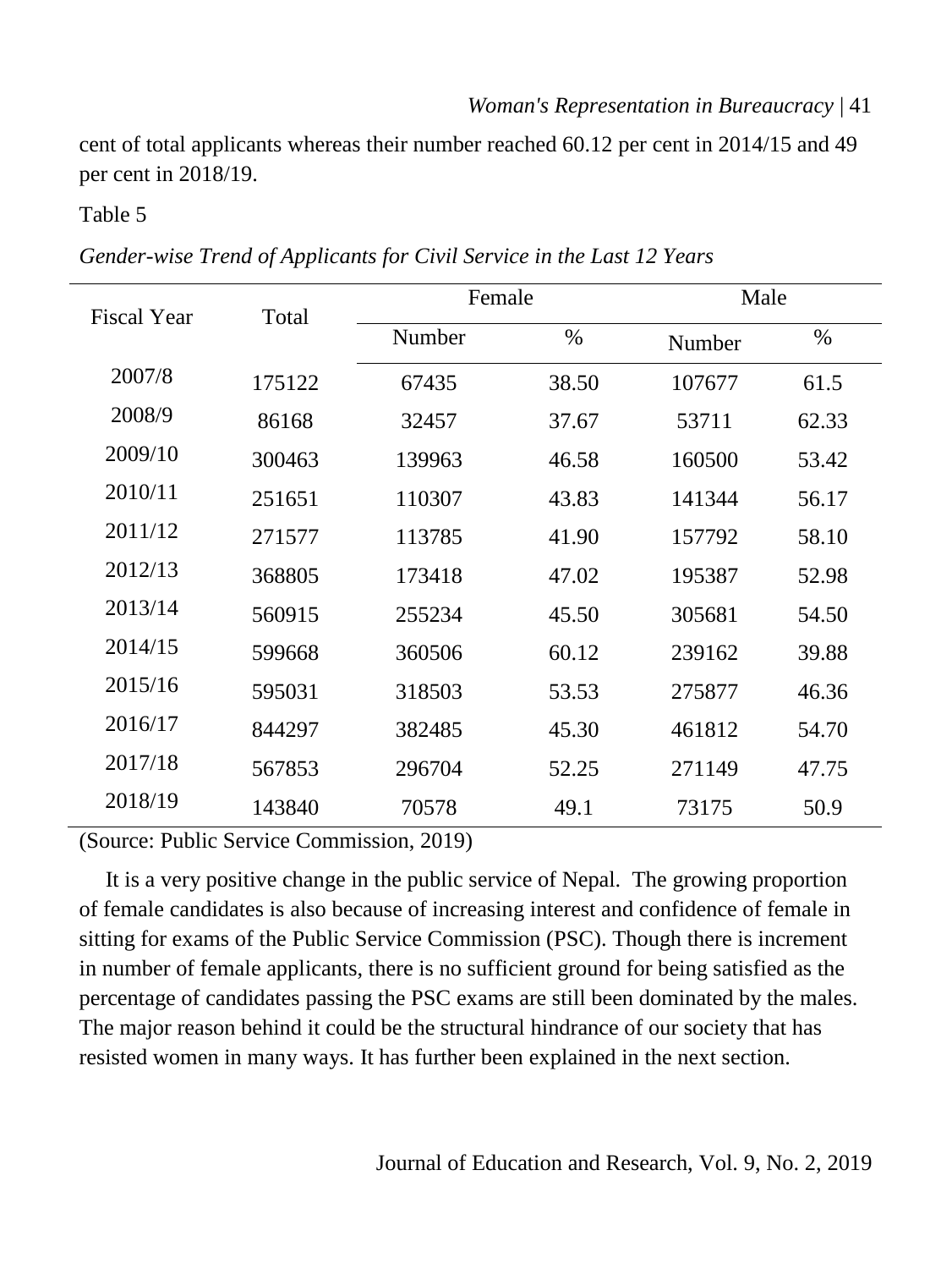cent of total applicants whereas their number reached 60.12 per cent in 2014/15 and 49 per cent in 2018/19.

Table 5

*Gender-wise Trend of Applicants for Civil Service in the Last 12 Years*

| Fiscal Year | Total | Female | | Male | |
|---|---|---|---|---|---|
| | | Number | % | Number | % |
| 2007/8 | 175122 | 67435 | 38.50 | 107677 | 61.5 |
| 2008/9 | 86168 | 32457 | 37.67 | 53711 | 62.33 |
| 2009/10 | 300463 | 139963 | 46.58 | 160500 | 53.42 |
| 2010/11 | 251651 | 110307 | 43.83 | 141344 | 56.17 |
| 2011/12 | 271577 | 113785 | 41.90 | 157792 | 58.10 |
| 2012/13 | 368805 | 173418 | 47.02 | 195387 | 52.98 |
| 2013/14 | 560915 | 255234 | 45.50 | 305681 | 54.50 |
| 2014/15 | 599668 | 360506 | 60.12 | 239162 | 39.88 |
| 2015/16 | 595031 | 318503 | 53.53 | 275877 | 46.36 |
| 2016/17 | 844297 | 382485 | 45.30 | 461812 | 54.70 |
| 2017/18 | 567853 | 296704 | 52.25 | 271149 | 47.75 |
| 2018/19 | 143840 | 70578 | 49.1 | 73175 | 50.9 |

(Source: Public Service Commission, 2019)

It is a very positive change in the public service of Nepal. The growing proportion of female candidates is also because of increasing interest and confidence of female in sitting for exams of the Public Service Commission (PSC). Though there is increment in number of female applicants, there is no sufficient ground for being satisfied as the percentage of candidates passing the PSC exams are still been dominated by the males. The major reason behind it could be the structural hindrance of our society that has resisted women in many ways. It has further been explained in the next section.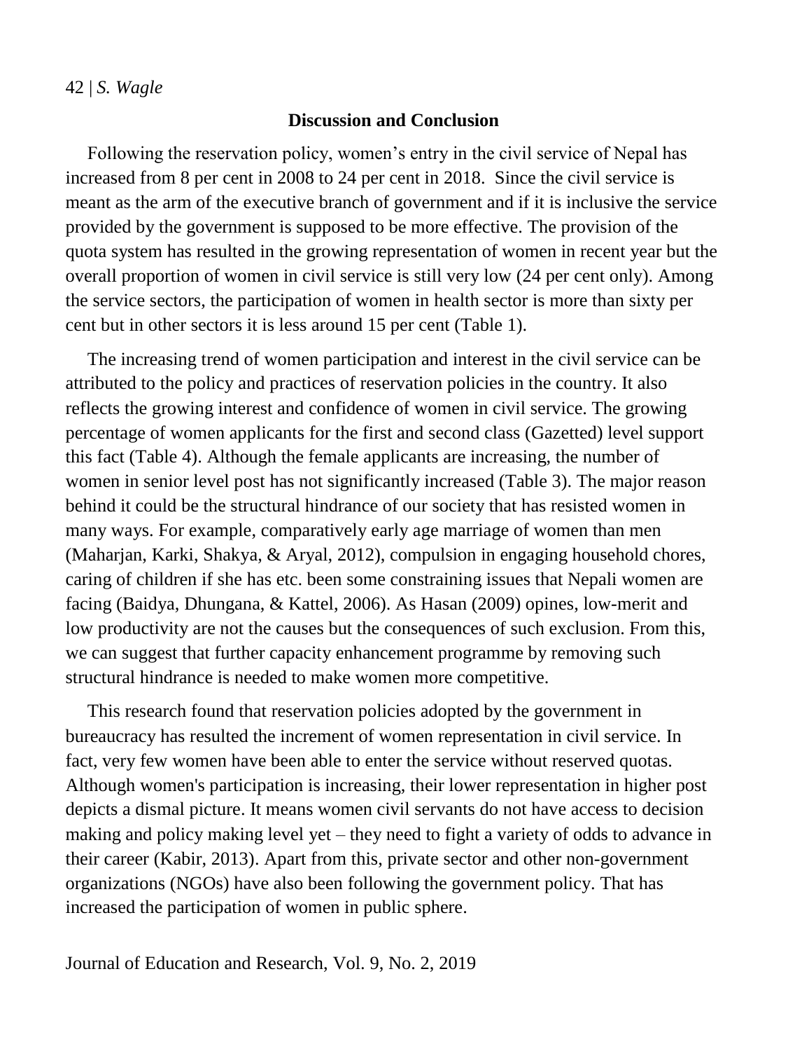## Discussion and Conclusion

Following the reservation policy, women's entry in the civil service of Nepal has increased from 8 per cent in 2008 to 24 per cent in 2018. Since the civil service is meant as the arm of the executive branch of government and if it is inclusive the service provided by the government is supposed to be more effective. The provision of the quota system has resulted in the growing representation of women in recent year but the overall proportion of women in civil service is still very low (24 per cent only). Among the service sectors, the participation of women in health sector is more than sixty per cent but in other sectors it is less around 15 per cent (Table 1).

The increasing trend of women participation and interest in the civil service can be attributed to the policy and practices of reservation policies in the country. It also reflects the growing interest and confidence of women in civil service. The growing percentage of women applicants for the first and second class (Gazetted) level support this fact (Table 4). Although the female applicants are increasing, the number of women in senior level post has not significantly increased (Table 3). The major reason behind it could be the structural hindrance of our society that has resisted women in many ways. For example, comparatively early age marriage of women than men (Maharjan, Karki, Shakya, & Aryal, 2012), compulsion in engaging household chores, caring of children if she has etc. been some constraining issues that Nepali women are facing (Baidya, Dhungana, & Kattel, 2006). As Hasan (2009) opines, low-merit and low productivity are not the causes but the consequences of such exclusion. From this, we can suggest that further capacity enhancement programme by removing such structural hindrance is needed to make women more competitive.

This research found that reservation policies adopted by the government in bureaucracy has resulted the increment of women representation in civil service. In fact, very few women have been able to enter the service without reserved quotas. Although women's participation is increasing, their lower representation in higher post depicts a dismal picture. It means women civil servants do not have access to decision making and policy making level yet – they need to fight a variety of odds to advance in their career (Kabir, 2013). Apart from this, private sector and other non-government organizations (NGOs) have also been following the government policy. That has increased the participation of women in public sphere.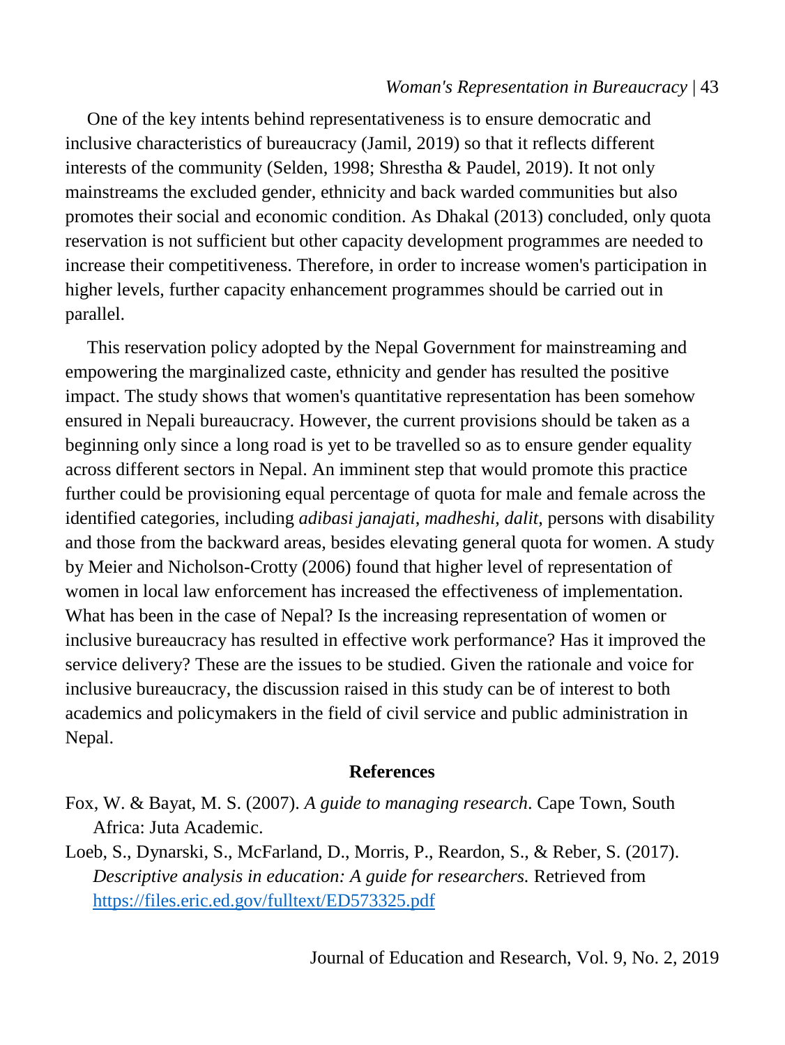One of the key intents behind representativeness is to ensure democratic and inclusive characteristics of bureaucracy (Jamil, 2019) so that it reflects different interests of the community (Selden, 1998; Shrestha & Paudel, 2019). It not only mainstreams the excluded gender, ethnicity and back warded communities but also promotes their social and economic condition. As Dhakal (2013) concluded, only quota reservation is not sufficient but other capacity development programmes are needed to increase their competitiveness. Therefore, in order to increase women's participation in higher levels, further capacity enhancement programmes should be carried out in parallel.

This reservation policy adopted by the Nepal Government for mainstreaming and empowering the marginalized caste, ethnicity and gender has resulted the positive impact. The study shows that women's quantitative representation has been somehow ensured in Nepali bureaucracy. However, the current provisions should be taken as a beginning only since a long road is yet to be travelled so as to ensure gender equality across different sectors in Nepal. An imminent step that would promote this practice further could be provisioning equal percentage of quota for male and female across the identified categories, including *adibasi janajati*, *madheshi*, *dalit*, persons with disability and those from the backward areas, besides elevating general quota for women. A study by Meier and Nicholson-Crotty (2006) found that higher level of representation of women in local law enforcement has increased the effectiveness of implementation. What has been in the case of Nepal? Is the increasing representation of women or inclusive bureaucracy has resulted in effective work performance? Has it improved the service delivery? These are the issues to be studied. Given the rationale and voice for inclusive bureaucracy, the discussion raised in this study can be of interest to both academics and policymakers in the field of civil service and public administration in Nepal.

## References

Fox, W. & Bayat, M. S. (2007). *A guide to managing research*. Cape Town, South Africa: Juta Academic.

Loeb, S., Dynarski, S., McFarland, D., Morris, P., Reardon, S., & Reber, S. (2017). *Descriptive analysis in education: A guide for researchers.* Retrieved from https://files.eric.ed.gov/fulltext/ED573325.pdf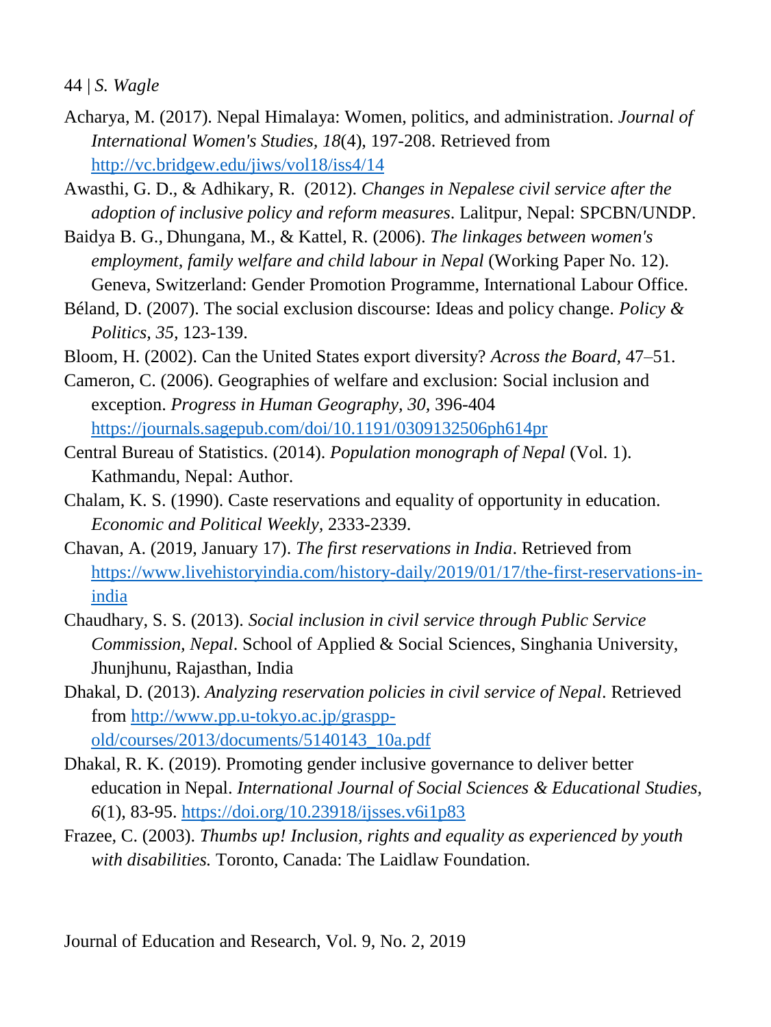Acharya, M. (2017). Nepal Himalaya: Women, politics, and administration. *Journal of International Women's Studies, 18*(4), 197-208. Retrieved from http://vc.bridgew.edu/jiws/vol18/iss4/14

Awasthi, G. D., & Adhikary, R. (2012). *Changes in Nepalese civil service after the adoption of inclusive policy and reform measures*. Lalitpur, Nepal: SPCBN/UNDP.

Baidya B. G., Dhungana, M., & Kattel, R. (2006). *The linkages between women's employment, family welfare and child labour in Nepal* (Working Paper No. 12). Geneva, Switzerland: Gender Promotion Programme, International Labour Office.

Béland, D. (2007). The social exclusion discourse: Ideas and policy change. *Policy & Politics, 35,* 123-139.

Bloom, H. (2002). Can the United States export diversity? *Across the Board,* 47–51.

Cameron, C. (2006). Geographies of welfare and exclusion: Social inclusion and exception. *Progress in Human Geography, 30,* 396-404 https://journals.sagepub.com/doi/10.1191/0309132506ph614pr

Central Bureau of Statistics. (2014). *Population monograph of Nepal* (Vol. 1). Kathmandu, Nepal: Author.

Chalam, K. S. (1990). Caste reservations and equality of opportunity in education. *Economic and Political Weekly,* 2333-2339.

Chavan, A. (2019, January 17). *The first reservations in India*. Retrieved from https://www.livehistoryindia.com/history-daily/2019/01/17/the-first-reservations-in-india

Chaudhary, S. S. (2013). *Social inclusion in civil service through Public Service Commission, Nepal*. School of Applied & Social Sciences, Singhania University, Jhunjhunu, Rajasthan, India

Dhakal, D. (2013). *Analyzing reservation policies in civil service of Nepal*. Retrieved from http://www.pp.u-tokyo.ac.jp/graspp-old/courses/2013/documents/5140143_10a.pdf

Dhakal, R. K. (2019). Promoting gender inclusive governance to deliver better education in Nepal. *International Journal of Social Sciences & Educational Studies, 6*(1), 83-95. https://doi.org/10.23918/ijsses.v6i1p83

Frazee, C. (2003). *Thumbs up! Inclusion, rights and equality as experienced by youth with disabilities.* Toronto, Canada: The Laidlaw Foundation.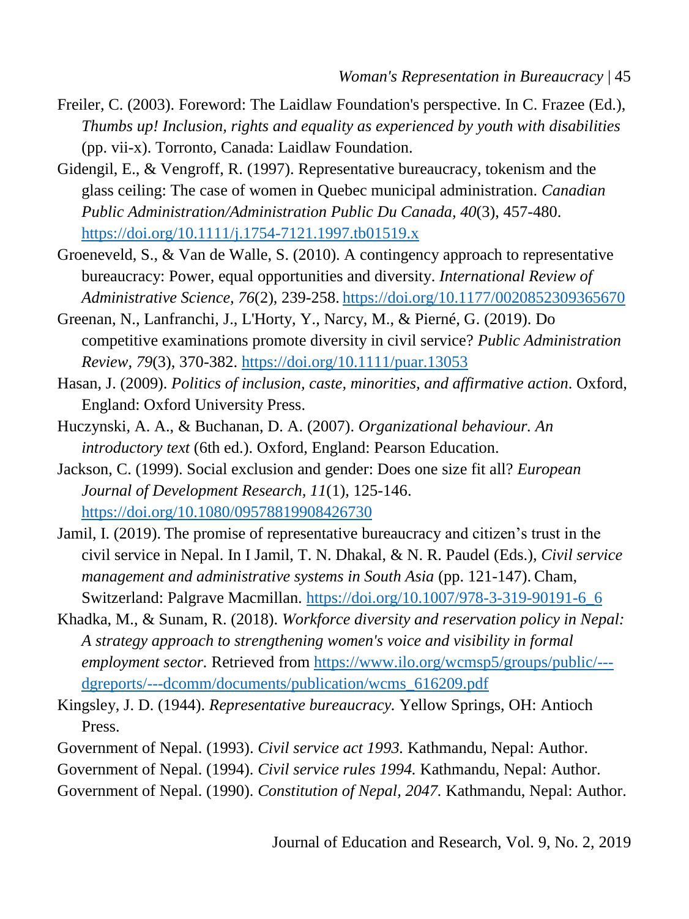Freiler, C. (2003). Foreword: The Laidlaw Foundation's perspective. In C. Frazee (Ed.), *Thumbs up! Inclusion, rights and equality as experienced by youth with disabilities* (pp. vii-x). Torronto, Canada: Laidlaw Foundation.

Gidengil, E., & Vengroff, R. (1997). Representative bureaucracy, tokenism and the glass ceiling: The case of women in Quebec municipal administration. *Canadian Public Administration/Administration Public Du Canada, 40*(3), 457-480. https://doi.org/10.1111/j.1754-7121.1997.tb01519.x

Groeneveld, S., & Van de Walle, S. (2010). A contingency approach to representative bureaucracy: Power, equal opportunities and diversity. *International Review of Administrative Science, 76*(2), 239-258. https://doi.org/10.1177/0020852309365670

Greenan, N., Lanfranchi, J., L'Horty, Y., Narcy, M., & Pierné, G. (2019). Do competitive examinations promote diversity in civil service? *Public Administration Review, 79*(3), 370-382. https://doi.org/10.1111/puar.13053

Hasan, J. (2009). *Politics of inclusion, caste, minorities, and affirmative action*. Oxford, England: Oxford University Press.

Huczynski, A. A., & Buchanan, D. A. (2007). *Organizational behaviour. An introductory text* (6th ed.). Oxford, England: Pearson Education.

Jackson, C. (1999). Social exclusion and gender: Does one size fit all? *European Journal of Development Research, 11*(1), 125-146. https://doi.org/10.1080/09578819908426730

Jamil, I. (2019). The promise of representative bureaucracy and citizen's trust in the civil service in Nepal. In I Jamil, T. N. Dhakal, & N. R. Paudel (Eds.), *Civil service management and administrative systems in South Asia* (pp. 121-147). Cham, Switzerland: Palgrave Macmillan. https://doi.org/10.1007/978-3-319-90191-6_6

Khadka, M., & Sunam, R. (2018). *Workforce diversity and reservation policy in Nepal: A strategy approach to strengthening women's voice and visibility in formal employment sector.* Retrieved from https://www.ilo.org/wcmsp5/groups/public/---dgreports/---dcomm/documents/publication/wcms_616209.pdf

Kingsley, J. D. (1944). *Representative bureaucracy.* Yellow Springs, OH: Antioch Press.

Government of Nepal. (1993). *Civil service act 1993.* Kathmandu, Nepal: Author.

Government of Nepal. (1994). *Civil service rules 1994.* Kathmandu, Nepal: Author.

Government of Nepal. (1990). *Constitution of Nepal, 2047.* Kathmandu, Nepal: Author.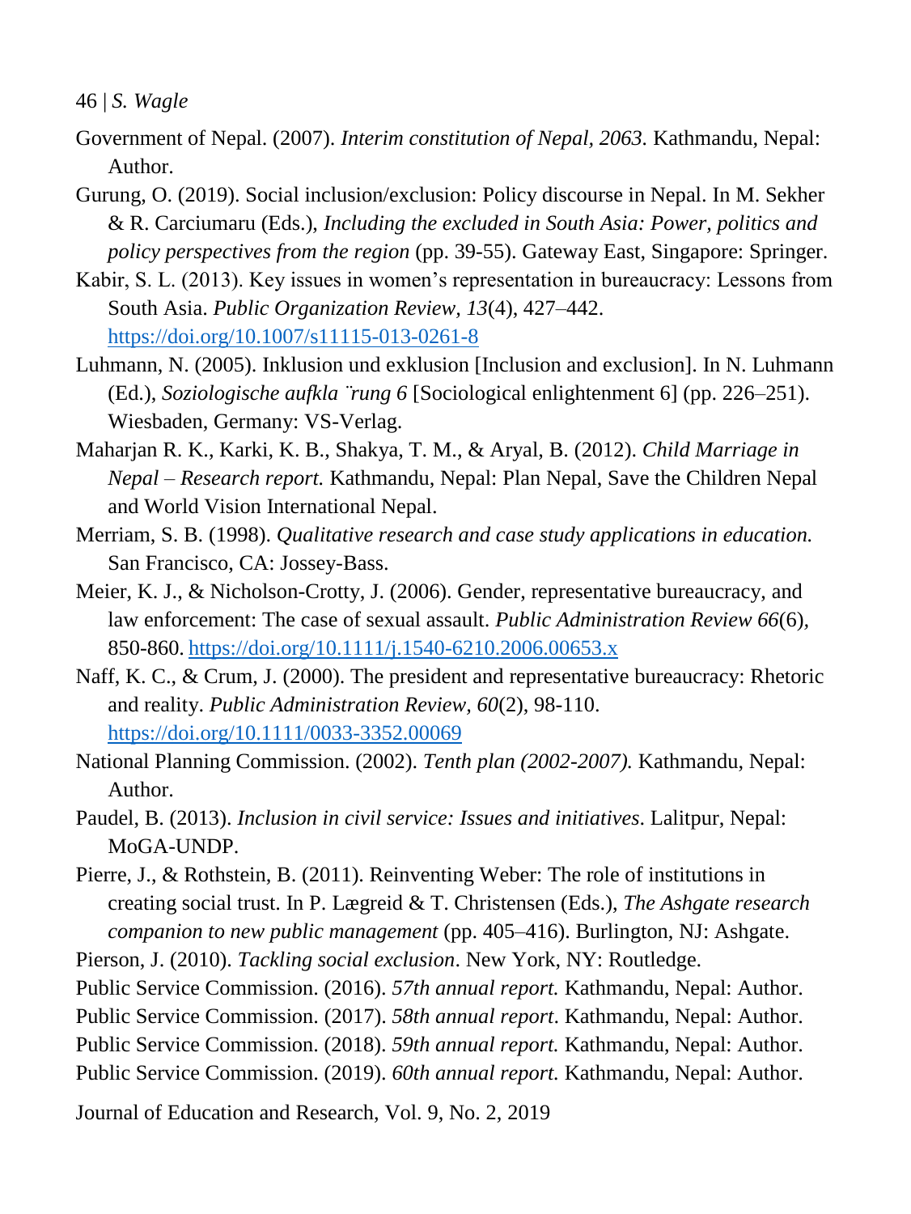Government of Nepal. (2007). *Interim constitution of Nepal, 2063.* Kathmandu, Nepal: Author.

Gurung, O. (2019). Social inclusion/exclusion: Policy discourse in Nepal. In M. Sekher & R. Carciumaru (Eds.), *Including the excluded in South Asia: Power, politics and policy perspectives from the region* (pp. 39-55). Gateway East, Singapore: Springer.

Kabir, S. L. (2013). Key issues in women's representation in bureaucracy: Lessons from South Asia. *Public Organization Review, 13*(4), 427–442. https://doi.org/10.1007/s11115-013-0261-8

Luhmann, N. (2005). Inklusion und exklusion [Inclusion and exclusion]. In N. Luhmann (Ed.), *Soziologische aufkla ̈rung 6* [Sociological enlightenment 6] (pp. 226–251). Wiesbaden, Germany: VS-Verlag.

Maharjan R. K., Karki, K. B., Shakya, T. M., & Aryal, B. (2012). *Child Marriage in Nepal – Research report.* Kathmandu, Nepal: Plan Nepal, Save the Children Nepal and World Vision International Nepal.

Merriam, S. B. (1998). *Qualitative research and case study applications in education.* San Francisco, CA: Jossey-Bass.

Meier, K. J., & Nicholson-Crotty, J. (2006). Gender, representative bureaucracy, and law enforcement: The case of sexual assault. *Public Administration Review 66*(6), 850-860. https://doi.org/10.1111/j.1540-6210.2006.00653.x

Naff, K. C., & Crum, J. (2000). The president and representative bureaucracy: Rhetoric and reality. *Public Administration Review, 60*(2), 98-110. https://doi.org/10.1111/0033-3352.00069

National Planning Commission. (2002). *Tenth plan (2002-2007).* Kathmandu, Nepal: Author.

Paudel, B. (2013). *Inclusion in civil service: Issues and initiatives*. Lalitpur, Nepal: MoGA-UNDP.

Pierre, J., & Rothstein, B. (2011). Reinventing Weber: The role of institutions in creating social trust. In P. Lægreid & T. Christensen (Eds.), *The Ashgate research companion to new public management* (pp. 405–416). Burlington, NJ: Ashgate.

Pierson, J. (2010). *Tackling social exclusion*. New York, NY: Routledge.

Public Service Commission. (2016). *57th annual report.* Kathmandu, Nepal: Author.

Public Service Commission. (2017). *58th annual report*. Kathmandu, Nepal: Author.

Public Service Commission. (2018). *59th annual report.* Kathmandu, Nepal: Author.

Public Service Commission. (2019). *60th annual report.* Kathmandu, Nepal: Author.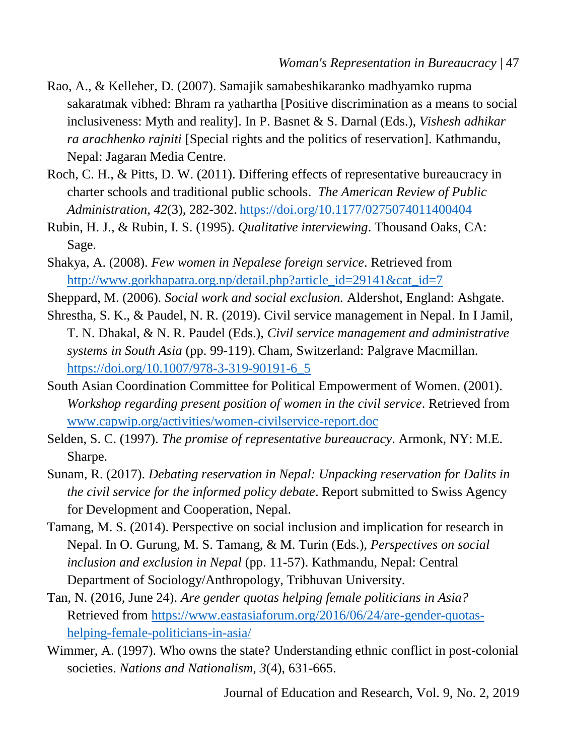Rao, A., & Kelleher, D. (2007). Samajik samabeshikaranko madhyamko rupma sakaratmak vibhed: Bhram ra yathartha [Positive discrimination as a means to social inclusiveness: Myth and reality]. In P. Basnet & S. Darnal (Eds.), *Vishesh adhikar ra arachhenko rajniti* [Special rights and the politics of reservation]. Kathmandu, Nepal: Jagaran Media Centre.

Roch, C. H., & Pitts, D. W. (2011). Differing effects of representative bureaucracy in charter schools and traditional public schools. *The American Review of Public Administration*, *42*(3), 282-302. https://doi.org/10.1177/0275074011400404

Rubin, H. J., & Rubin, I. S. (1995). *Qualitative interviewing*. Thousand Oaks, CA: Sage.

Shakya, A. (2008). *Few women in Nepalese foreign service*. Retrieved from http://www.gorkhapatra.org.np/detail.php?article_id=29141&cat_id=7

Sheppard, M. (2006). *Social work and social exclusion.* Aldershot, England: Ashgate.

Shrestha, S. K., & Paudel, N. R. (2019). Civil service management in Nepal. In I Jamil, T. N. Dhakal, & N. R. Paudel (Eds.), *Civil service management and administrative systems in South Asia* (pp. 99-119). Cham, Switzerland: Palgrave Macmillan. https://doi.org/10.1007/978-3-319-90191-6_5

South Asian Coordination Committee for Political Empowerment of Women. (2001). *Workshop regarding present position of women in the civil service*. Retrieved from www.capwip.org/activities/women-civilservice-report.doc

Selden, S. C. (1997). *The promise of representative bureaucracy*. Armonk, NY: M.E. Sharpe.

Sunam, R. (2017). *Debating reservation in Nepal: Unpacking reservation for Dalits in the civil service for the informed policy debate*. Report submitted to Swiss Agency for Development and Cooperation, Nepal.

Tamang, M. S. (2014). Perspective on social inclusion and implication for research in Nepal. In O. Gurung, M. S. Tamang, & M. Turin (Eds.), *Perspectives on social inclusion and exclusion in Nepal* (pp. 11-57). Kathmandu, Nepal: Central Department of Sociology/Anthropology, Tribhuvan University.

Tan, N. (2016, June 24). *Are gender quotas helping female politicians in Asia?* Retrieved from https://www.eastasiaforum.org/2016/06/24/are-gender-quotas-helping-female-politicians-in-asia/

Wimmer, A. (1997). Who owns the state? Understanding ethnic conflict in post-colonial societies. *Nations and Nationalism*, *3*(4), 631-665.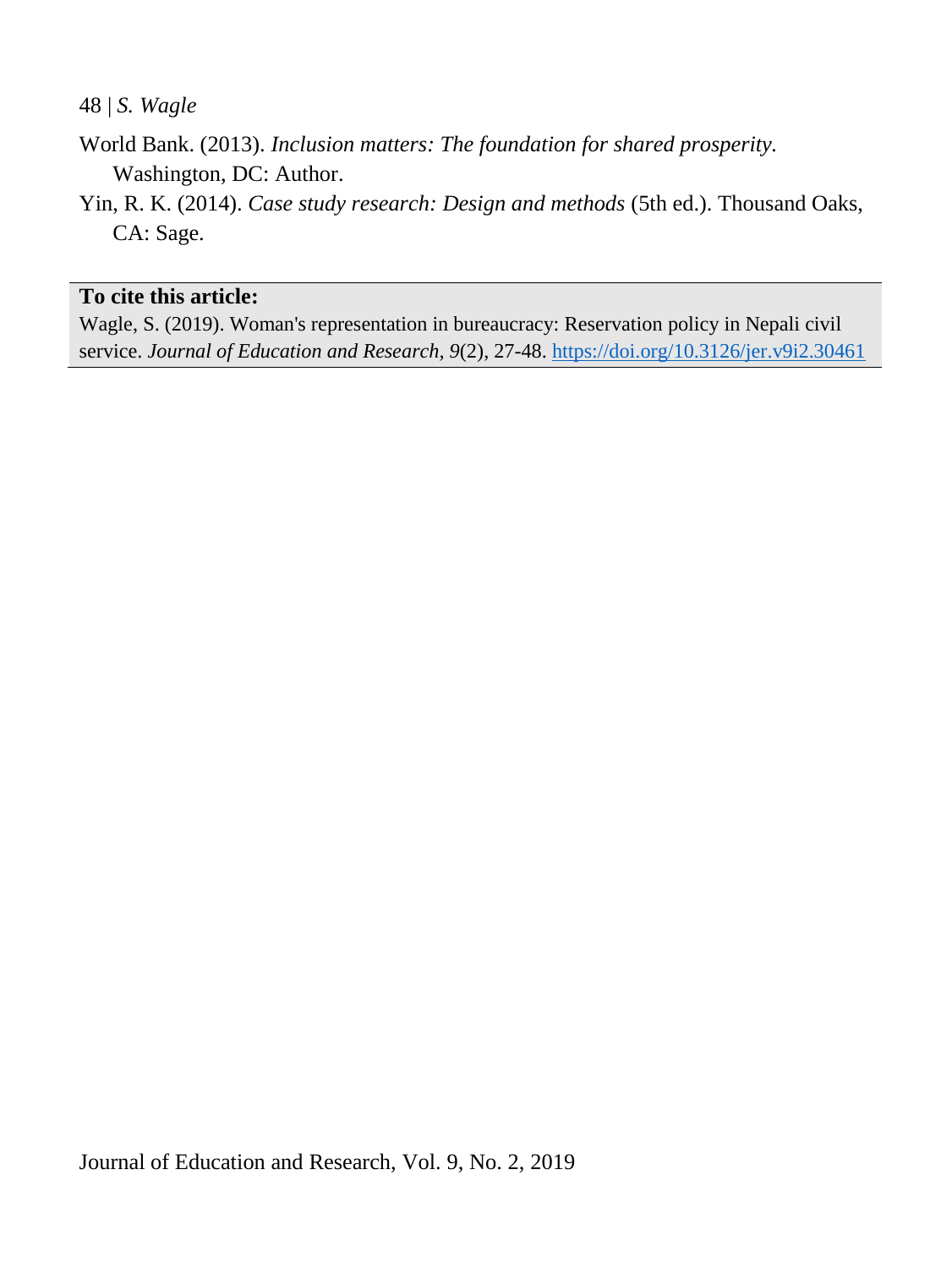World Bank. (2013). *Inclusion matters: The foundation for shared prosperity*. Washington, DC: Author.

Yin, R. K. (2014). *Case study research: Design and methods* (5th ed.). Thousand Oaks, CA: Sage.

**To cite this article:**

Wagle, S. (2019). Woman's representation in bureaucracy: Reservation policy in Nepali civil service. *Journal of Education and Research, 9*(2), 27-48. https://doi.org/10.3126/jer.v9i2.30461